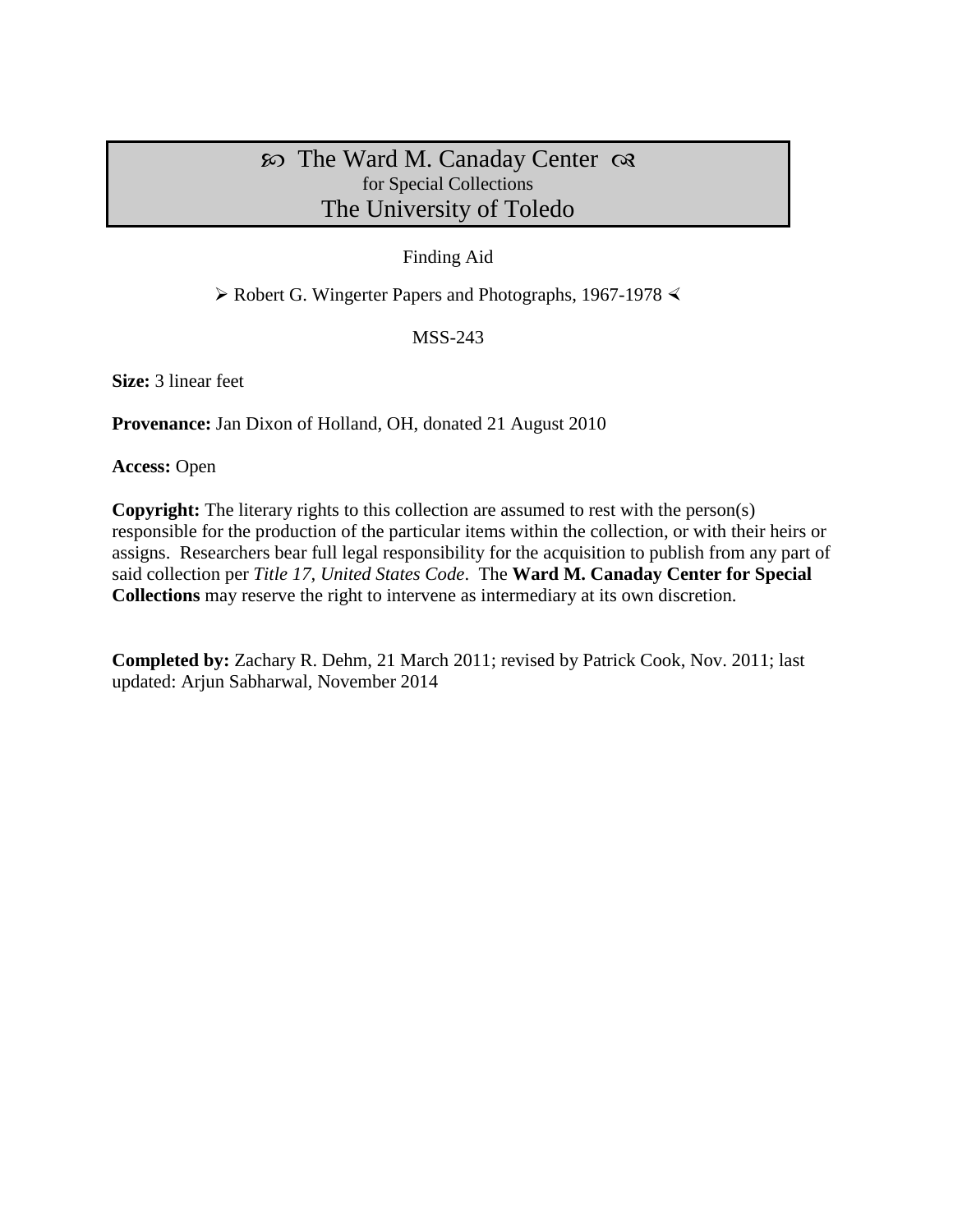# ∞ The Ward M. Canaday Center ∞
for Special Collections
The University of Toledo

Finding Aid

➢ Robert G. Wingerter Papers and Photographs, 1967-1978 ⋖

MSS-243

**Size:** 3 linear feet

**Provenance:** Jan Dixon of Holland, OH, donated 21 August 2010

**Access:** Open

**Copyright:** The literary rights to this collection are assumed to rest with the person(s) responsible for the production of the particular items within the collection, or with their heirs or assigns. Researchers bear full legal responsibility for the acquisition to publish from any part of said collection per *Title 17, United States Code*. The **Ward M. Canaday Center for Special Collections** may reserve the right to intervene as intermediary at its own discretion.

**Completed by:** Zachary R. Dehm, 21 March 2011; revised by Patrick Cook, Nov. 2011; last updated: Arjun Sabharwal, November 2014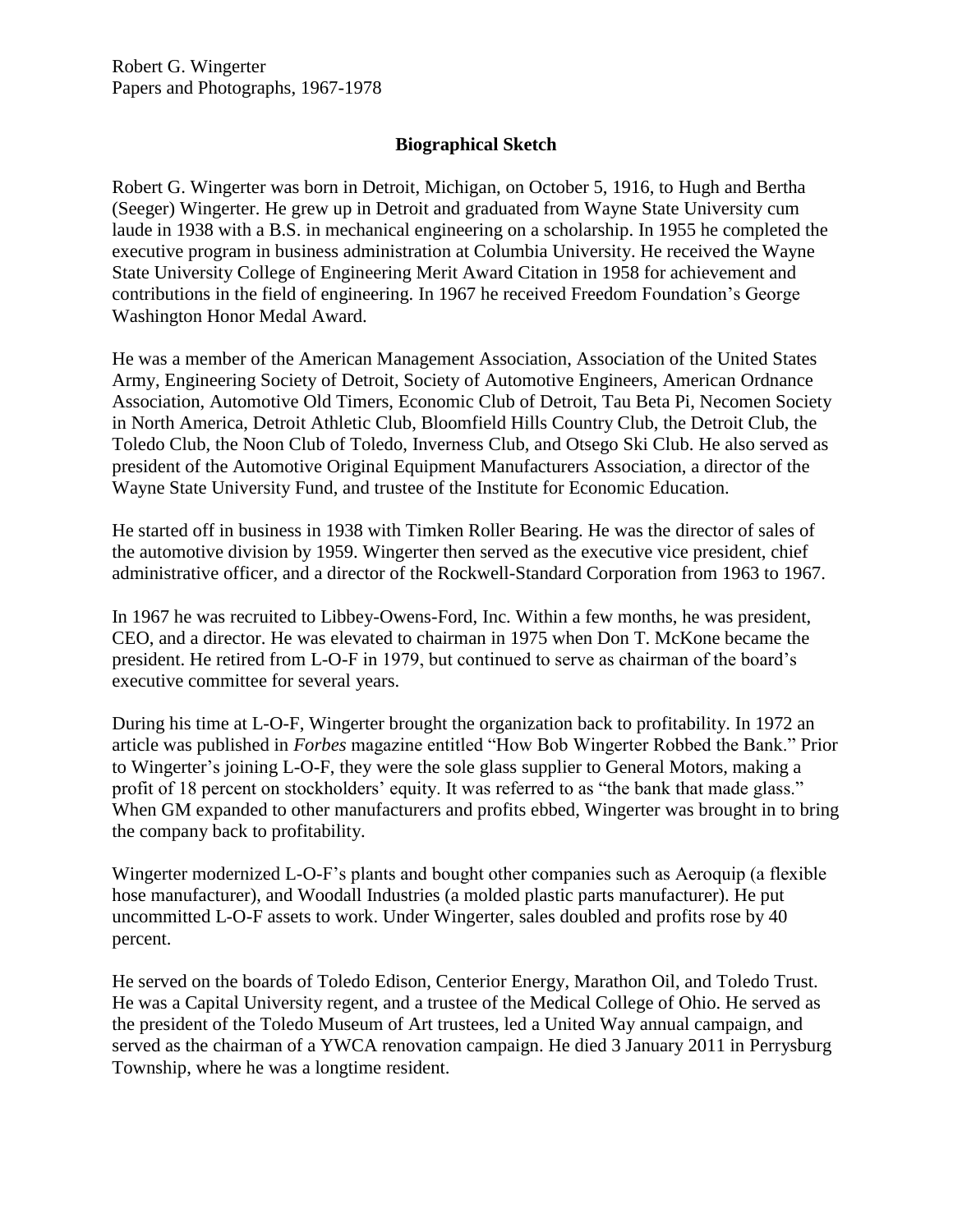Robert G. Wingerter
Papers and Photographs, 1967-1978

## Biographical Sketch

Robert G. Wingerter was born in Detroit, Michigan, on October 5, 1916, to Hugh and Bertha (Seeger) Wingerter. He grew up in Detroit and graduated from Wayne State University cum laude in 1938 with a B.S. in mechanical engineering on a scholarship. In 1955 he completed the executive program in business administration at Columbia University. He received the Wayne State University College of Engineering Merit Award Citation in 1958 for achievement and contributions in the field of engineering. In 1967 he received Freedom Foundation's George Washington Honor Medal Award.

He was a member of the American Management Association, Association of the United States Army, Engineering Society of Detroit, Society of Automotive Engineers, American Ordnance Association, Automotive Old Timers, Economic Club of Detroit, Tau Beta Pi, Necomen Society in North America, Detroit Athletic Club, Bloomfield Hills Country Club, the Detroit Club, the Toledo Club, the Noon Club of Toledo, Inverness Club, and Otsego Ski Club. He also served as president of the Automotive Original Equipment Manufacturers Association, a director of the Wayne State University Fund, and trustee of the Institute for Economic Education.

He started off in business in 1938 with Timken Roller Bearing. He was the director of sales of the automotive division by 1959. Wingerter then served as the executive vice president, chief administrative officer, and a director of the Rockwell-Standard Corporation from 1963 to 1967.

In 1967 he was recruited to Libbey-Owens-Ford, Inc. Within a few months, he was president, CEO, and a director. He was elevated to chairman in 1975 when Don T. McKone became the president. He retired from L-O-F in 1979, but continued to serve as chairman of the board's executive committee for several years.

During his time at L-O-F, Wingerter brought the organization back to profitability. In 1972 an article was published in *Forbes* magazine entitled "How Bob Wingerter Robbed the Bank." Prior to Wingerter's joining L-O-F, they were the sole glass supplier to General Motors, making a profit of 18 percent on stockholders' equity. It was referred to as "the bank that made glass." When GM expanded to other manufacturers and profits ebbed, Wingerter was brought in to bring the company back to profitability.

Wingerter modernized L-O-F's plants and bought other companies such as Aeroquip (a flexible hose manufacturer), and Woodall Industries (a molded plastic parts manufacturer). He put uncommitted L-O-F assets to work. Under Wingerter, sales doubled and profits rose by 40 percent.

He served on the boards of Toledo Edison, Centerior Energy, Marathon Oil, and Toledo Trust. He was a Capital University regent, and a trustee of the Medical College of Ohio. He served as the president of the Toledo Museum of Art trustees, led a United Way annual campaign, and served as the chairman of a YWCA renovation campaign. He died 3 January 2011 in Perrysburg Township, where he was a longtime resident.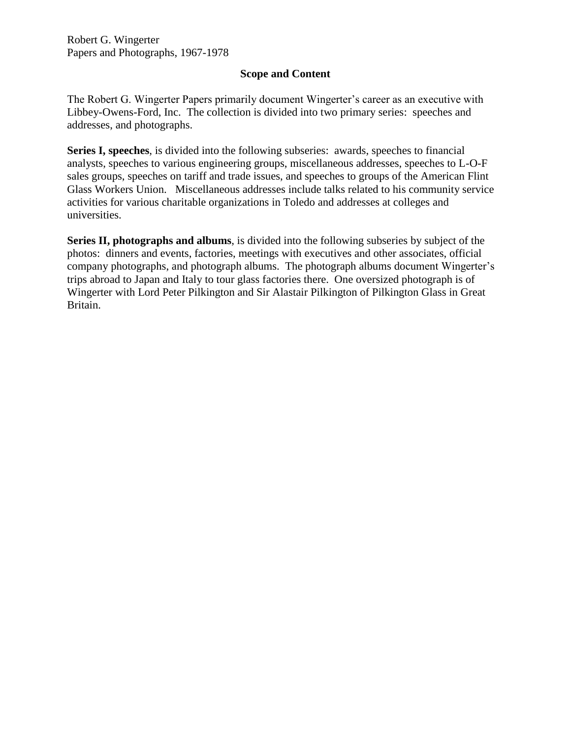Robert G. Wingerter
Papers and Photographs, 1967-1978

## Scope and Content

The Robert G. Wingerter Papers primarily document Wingerter's career as an executive with Libbey-Owens-Ford, Inc. The collection is divided into two primary series: speeches and addresses, and photographs.

**Series I, speeches**, is divided into the following subseries: awards, speeches to financial analysts, speeches to various engineering groups, miscellaneous addresses, speeches to L-O-F sales groups, speeches on tariff and trade issues, and speeches to groups of the American Flint Glass Workers Union. Miscellaneous addresses include talks related to his community service activities for various charitable organizations in Toledo and addresses at colleges and universities.

**Series II, photographs and albums**, is divided into the following subseries by subject of the photos: dinners and events, factories, meetings with executives and other associates, official company photographs, and photograph albums. The photograph albums document Wingerter's trips abroad to Japan and Italy to tour glass factories there. One oversized photograph is of Wingerter with Lord Peter Pilkington and Sir Alastair Pilkington of Pilkington Glass in Great Britain.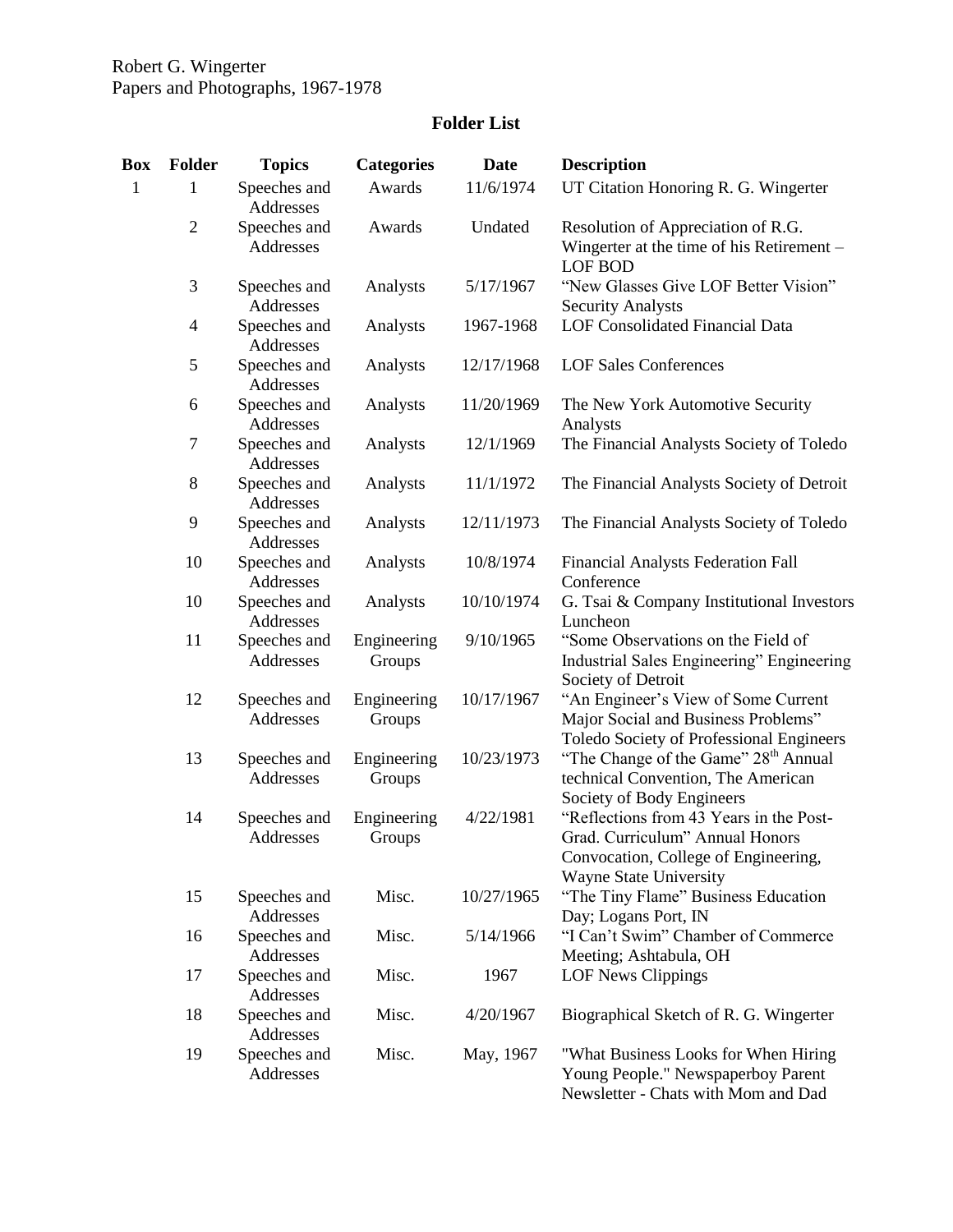Robert G. Wingerter
Papers and Photographs, 1967-1978

## Folder List

| Box | Folder | Topics | Categories | Date | Description |
|---|---|---|---|---|---|
| 1 | 1 | Speeches and Addresses | Awards | 11/6/1974 | UT Citation Honoring R. G. Wingerter |
| | 2 | Speeches and Addresses | Awards | Undated | Resolution of Appreciation of R.G. Wingerter at the time of his Retirement – LOF BOD |
| | 3 | Speeches and Addresses | Analysts | 5/17/1967 | "New Glasses Give LOF Better Vision" Security Analysts |
| | 4 | Speeches and Addresses | Analysts | 1967-1968 | LOF Consolidated Financial Data |
| | 5 | Speeches and Addresses | Analysts | 12/17/1968 | LOF Sales Conferences |
| | 6 | Speeches and Addresses | Analysts | 11/20/1969 | The New York Automotive Security Analysts |
| | 7 | Speeches and Addresses | Analysts | 12/1/1969 | The Financial Analysts Society of Toledo |
| | 8 | Speeches and Addresses | Analysts | 11/1/1972 | The Financial Analysts Society of Detroit |
| | 9 | Speeches and Addresses | Analysts | 12/11/1973 | The Financial Analysts Society of Toledo |
| | 10 | Speeches and Addresses | Analysts | 10/8/1974 | Financial Analysts Federation Fall Conference |
| | 10 | Speeches and Addresses | Analysts | 10/10/1974 | G. Tsai & Company Institutional Investors Luncheon |
| | 11 | Speeches and Addresses | Engineering Groups | 9/10/1965 | "Some Observations on the Field of Industrial Sales Engineering" Engineering Society of Detroit |
| | 12 | Speeches and Addresses | Engineering Groups | 10/17/1967 | "An Engineer's View of Some Current Major Social and Business Problems" Toledo Society of Professional Engineers |
| | 13 | Speeches and Addresses | Engineering Groups | 10/23/1973 | "The Change of the Game" 28th Annual technical Convention, The American Society of Body Engineers |
| | 14 | Speeches and Addresses | Engineering Groups | 4/22/1981 | "Reflections from 43 Years in the Post-Grad. Curriculum" Annual Honors Convocation, College of Engineering, Wayne State University |
| | 15 | Speeches and Addresses | Misc. | 10/27/1965 | "The Tiny Flame" Business Education Day; Logans Port, IN |
| | 16 | Speeches and Addresses | Misc. | 5/14/1966 | "I Can't Swim" Chamber of Commerce Meeting; Ashtabula, OH |
| | 17 | Speeches and Addresses | Misc. | 1967 | LOF News Clippings |
| | 18 | Speeches and Addresses | Misc. | 4/20/1967 | Biographical Sketch of R. G. Wingerter |
| | 19 | Speeches and Addresses | Misc. | May, 1967 | "What Business Looks for When Hiring Young People." Newspaperboy Parent Newsletter - Chats with Mom and Dad |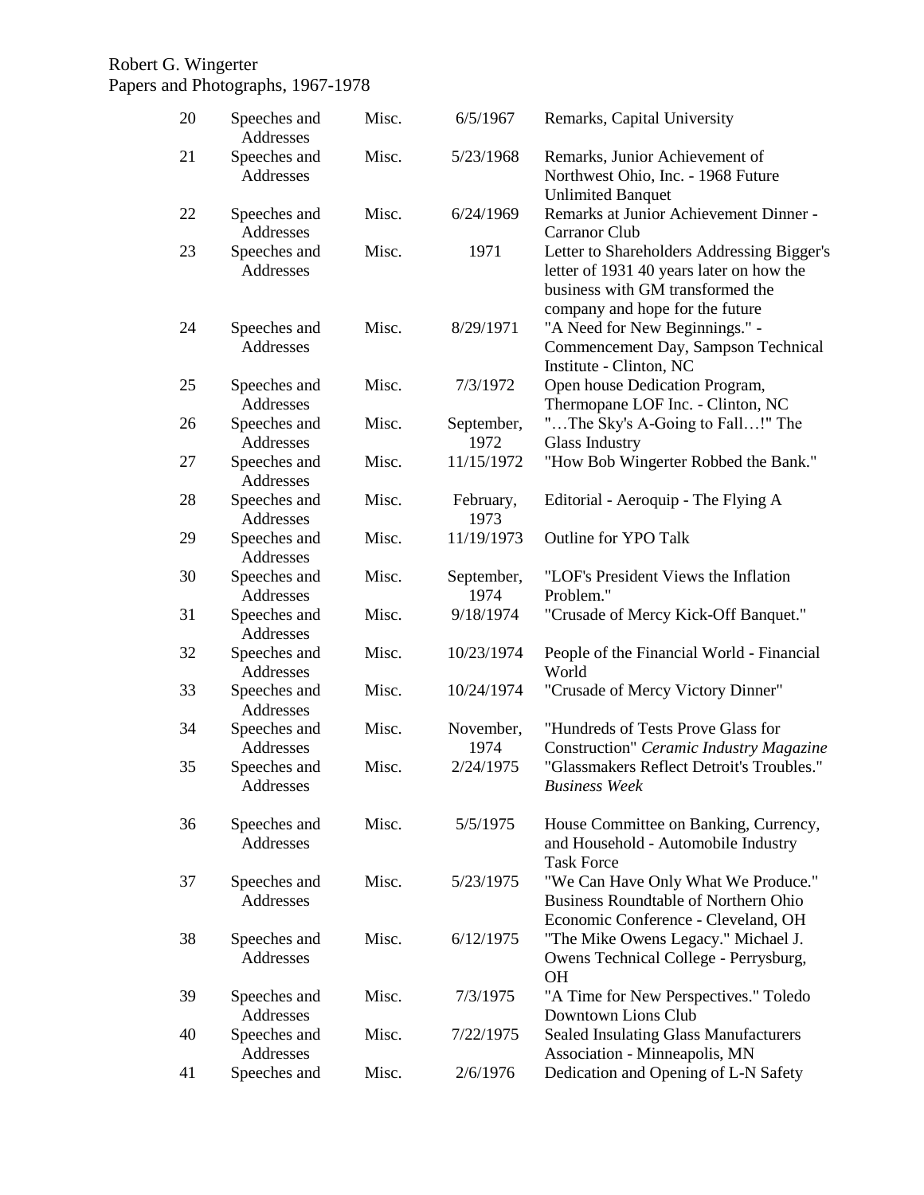Robert G. Wingerter
Papers and Photographs, 1967-1978

| | | | | |
|---|---|---|---|---|
| 20 | Speeches and Addresses | Misc. | 6/5/1967 | Remarks, Capital University |
| 21 | Speeches and Addresses | Misc. | 5/23/1968 | Remarks, Junior Achievement of Northwest Ohio, Inc. - 1968 Future Unlimited Banquet |
| 22 | Speeches and Addresses | Misc. | 6/24/1969 | Remarks at Junior Achievement Dinner - Carranor Club |
| 23 | Speeches and Addresses | Misc. | 1971 | Letter to Shareholders Addressing Bigger's letter of 1931 40 years later on how the business with GM transformed the company and hope for the future |
| 24 | Speeches and Addresses | Misc. | 8/29/1971 | "A Need for New Beginnings." - Commencement Day, Sampson Technical Institute - Clinton, NC |
| 25 | Speeches and Addresses | Misc. | 7/3/1972 | Open house Dedication Program, Thermopane LOF Inc. - Clinton, NC |
| 26 | Speeches and Addresses | Misc. | September, 1972 | "…The Sky's A-Going to Fall…!" The Glass Industry |
| 27 | Speeches and Addresses | Misc. | 11/15/1972 | "How Bob Wingerter Robbed the Bank." |
| 28 | Speeches and Addresses | Misc. | February, 1973 | Editorial - Aeroquip - The Flying A |
| 29 | Speeches and Addresses | Misc. | 11/19/1973 | Outline for YPO Talk |
| 30 | Speeches and Addresses | Misc. | September, 1974 | "LOF's President Views the Inflation Problem." |
| 31 | Speeches and Addresses | Misc. | 9/18/1974 | "Crusade of Mercy Kick-Off Banquet." |
| 32 | Speeches and Addresses | Misc. | 10/23/1974 | People of the Financial World - Financial World |
| 33 | Speeches and Addresses | Misc. | 10/24/1974 | "Crusade of Mercy Victory Dinner" |
| 34 | Speeches and Addresses | Misc. | November, 1974 | "Hundreds of Tests Prove Glass for Construction" *Ceramic Industry Magazine* |
| 35 | Speeches and Addresses | Misc. | 2/24/1975 | "Glassmakers Reflect Detroit's Troubles." *Business Week* |
| 36 | Speeches and Addresses | Misc. | 5/5/1975 | House Committee on Banking, Currency, and Household - Automobile Industry Task Force |
| 37 | Speeches and Addresses | Misc. | 5/23/1975 | "We Can Have Only What We Produce." Business Roundtable of Northern Ohio Economic Conference - Cleveland, OH |
| 38 | Speeches and Addresses | Misc. | 6/12/1975 | "The Mike Owens Legacy." Michael J. Owens Technical College - Perrysburg, OH |
| 39 | Speeches and Addresses | Misc. | 7/3/1975 | "A Time for New Perspectives." Toledo Downtown Lions Club |
| 40 | Speeches and Addresses | Misc. | 7/22/1975 | Sealed Insulating Glass Manufacturers Association - Minneapolis, MN |
| 41 | Speeches and | Misc. | 2/6/1976 | Dedication and Opening of L-N Safety |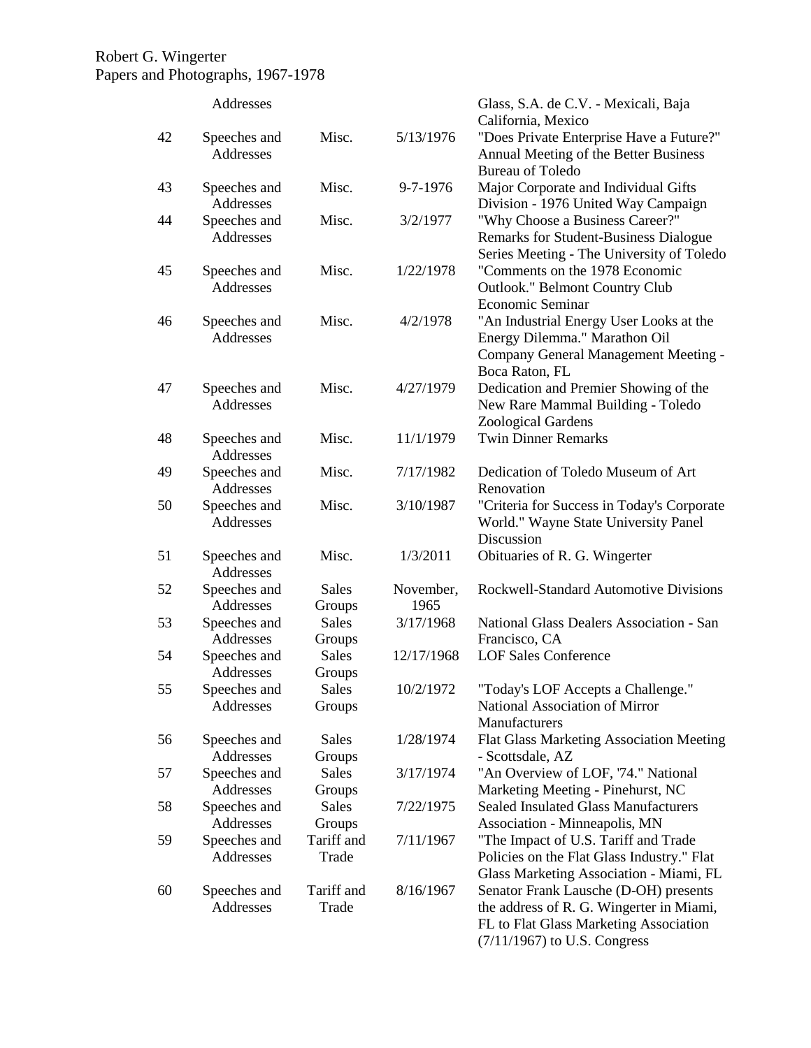| | Addresses | | | Glass, S.A. de C.V. - Mexicali, Baja California, Mexico |
|---|---|---|---|---|
| 42 | Speeches and Addresses | Misc. | 5/13/1976 | "Does Private Enterprise Have a Future?" Annual Meeting of the Better Business Bureau of Toledo |
| 43 | Speeches and Addresses | Misc. | 9-7-1976 | Major Corporate and Individual Gifts Division - 1976 United Way Campaign |
| 44 | Speeches and Addresses | Misc. | 3/2/1977 | "Why Choose a Business Career?" Remarks for Student-Business Dialogue Series Meeting - The University of Toledo |
| 45 | Speeches and Addresses | Misc. | 1/22/1978 | "Comments on the 1978 Economic Outlook." Belmont Country Club Economic Seminar |
| 46 | Speeches and Addresses | Misc. | 4/2/1978 | "An Industrial Energy User Looks at the Energy Dilemma." Marathon Oil Company General Management Meeting - Boca Raton, FL |
| 47 | Speeches and Addresses | Misc. | 4/27/1979 | Dedication and Premier Showing of the New Rare Mammal Building - Toledo Zoological Gardens |
| 48 | Speeches and Addresses | Misc. | 11/1/1979 | Twin Dinner Remarks |
| 49 | Speeches and Addresses | Misc. | 7/17/1982 | Dedication of Toledo Museum of Art Renovation |
| 50 | Speeches and Addresses | Misc. | 3/10/1987 | "Criteria for Success in Today's Corporate World." Wayne State University Panel Discussion |
| 51 | Speeches and Addresses | Misc. | 1/3/2011 | Obituaries of R. G. Wingerter |
| 52 | Speeches and Addresses | Sales Groups | November, 1965 | Rockwell-Standard Automotive Divisions |
| 53 | Speeches and Addresses | Sales Groups | 3/17/1968 | National Glass Dealers Association - San Francisco, CA |
| 54 | Speeches and Addresses | Sales Groups | 12/17/1968 | LOF Sales Conference |
| 55 | Speeches and Addresses | Sales Groups | 10/2/1972 | "Today's LOF Accepts a Challenge." National Association of Mirror Manufacturers |
| 56 | Speeches and Addresses | Sales Groups | 1/28/1974 | Flat Glass Marketing Association Meeting - Scottsdale, AZ |
| 57 | Speeches and Addresses | Sales Groups | 3/17/1974 | "An Overview of LOF, '74." National Marketing Meeting - Pinehurst, NC |
| 58 | Speeches and Addresses | Sales Groups | 7/22/1975 | Sealed Insulated Glass Manufacturers Association - Minneapolis, MN |
| 59 | Speeches and Addresses | Tariff and Trade | 7/11/1967 | "The Impact of U.S. Tariff and Trade Policies on the Flat Glass Industry." Flat Glass Marketing Association - Miami, FL |
| 60 | Speeches and Addresses | Tariff and Trade | 8/16/1967 | Senator Frank Lausche (D-OH) presents the address of R. G. Wingerter in Miami, FL to Flat Glass Marketing Association (7/11/1967) to U.S. Congress |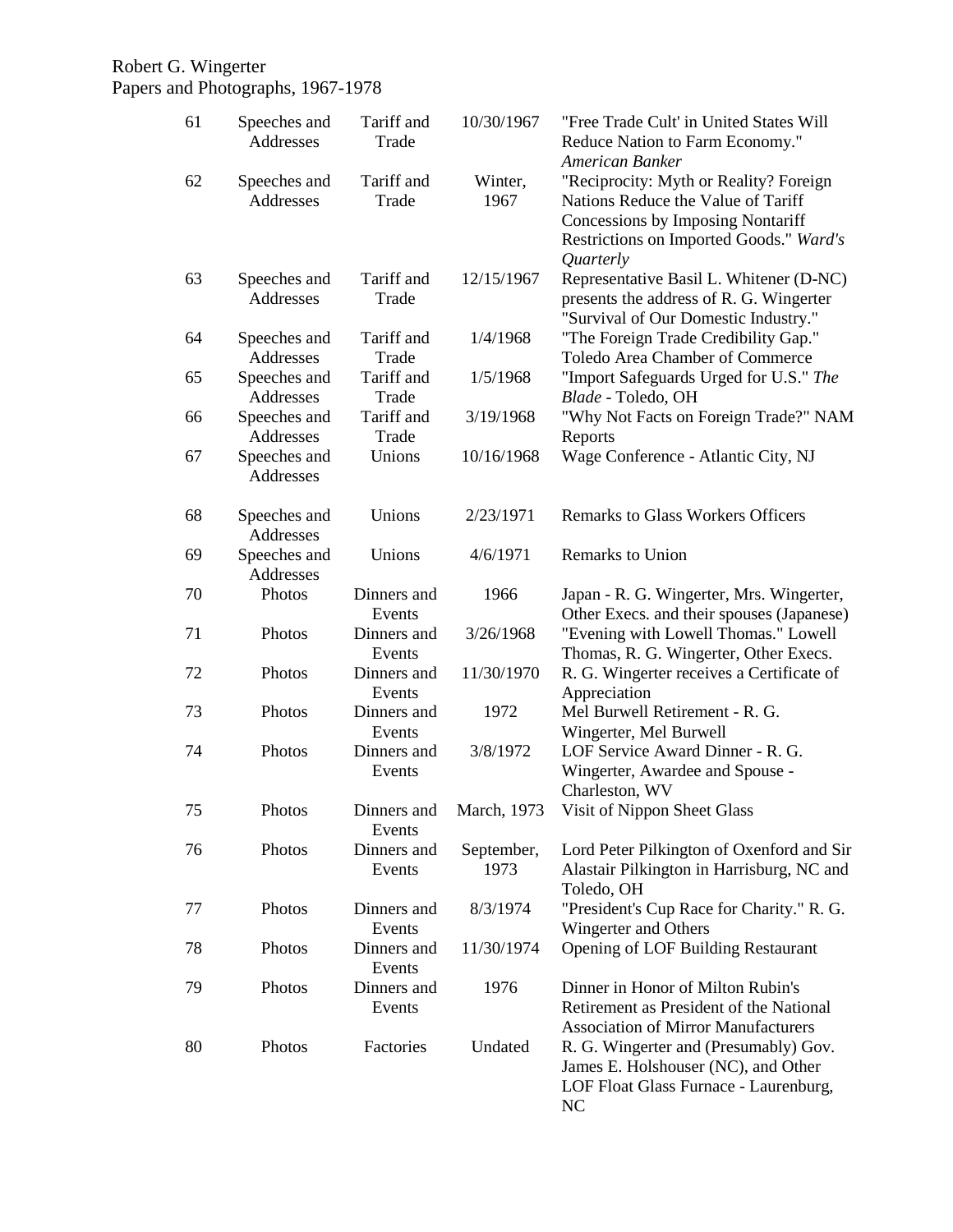| | | | | |
|---|---|---|---|---|
| 61 | Speeches and Addresses | Tariff and Trade | 10/30/1967 | "Free Trade Cult' in United States Will Reduce Nation to Farm Economy." *American Banker* |
| 62 | Speeches and Addresses | Tariff and Trade | Winter, 1967 | "Reciprocity: Myth or Reality? Foreign Nations Reduce the Value of Tariff Concessions by Imposing Nontariff Restrictions on Imported Goods." *Ward's Quarterly* |
| 63 | Speeches and Addresses | Tariff and Trade | 12/15/1967 | Representative Basil L. Whitener (D-NC) presents the address of R. G. Wingerter "Survival of Our Domestic Industry." |
| 64 | Speeches and Addresses | Tariff and Trade | 1/4/1968 | "The Foreign Trade Credibility Gap." Toledo Area Chamber of Commerce |
| 65 | Speeches and Addresses | Tariff and Trade | 1/5/1968 | "Import Safeguards Urged for U.S." *The Blade* - Toledo, OH |
| 66 | Speeches and Addresses | Tariff and Trade | 3/19/1968 | "Why Not Facts on Foreign Trade?" NAM Reports |
| 67 | Speeches and Addresses | Unions | 10/16/1968 | Wage Conference - Atlantic City, NJ |
| 68 | Speeches and Addresses | Unions | 2/23/1971 | Remarks to Glass Workers Officers |
| 69 | Speeches and Addresses | Unions | 4/6/1971 | Remarks to Union |
| 70 | Photos | Dinners and Events | 1966 | Japan - R. G. Wingerter, Mrs. Wingerter, Other Execs. and their spouses (Japanese) |
| 71 | Photos | Dinners and Events | 3/26/1968 | "Evening with Lowell Thomas." Lowell Thomas, R. G. Wingerter, Other Execs. |
| 72 | Photos | Dinners and Events | 11/30/1970 | R. G. Wingerter receives a Certificate of Appreciation |
| 73 | Photos | Dinners and Events | 1972 | Mel Burwell Retirement - R. G. Wingerter, Mel Burwell |
| 74 | Photos | Dinners and Events | 3/8/1972 | LOF Service Award Dinner - R. G. Wingerter, Awardee and Spouse - Charleston, WV |
| 75 | Photos | Dinners and Events | March, 1973 | Visit of Nippon Sheet Glass |
| 76 | Photos | Dinners and Events | September, 1973 | Lord Peter Pilkington of Oxenford and Sir Alastair Pilkington in Harrisburg, NC and Toledo, OH |
| 77 | Photos | Dinners and Events | 8/3/1974 | "President's Cup Race for Charity." R. G. Wingerter and Others |
| 78 | Photos | Dinners and Events | 11/30/1974 | Opening of LOF Building Restaurant |
| 79 | Photos | Dinners and Events | 1976 | Dinner in Honor of Milton Rubin's Retirement as President of the National Association of Mirror Manufacturers |
| 80 | Photos | Factories | Undated | R. G. Wingerter and (Presumably) Gov. James E. Holshouser (NC), and Other LOF Float Glass Furnace - Laurenburg, NC |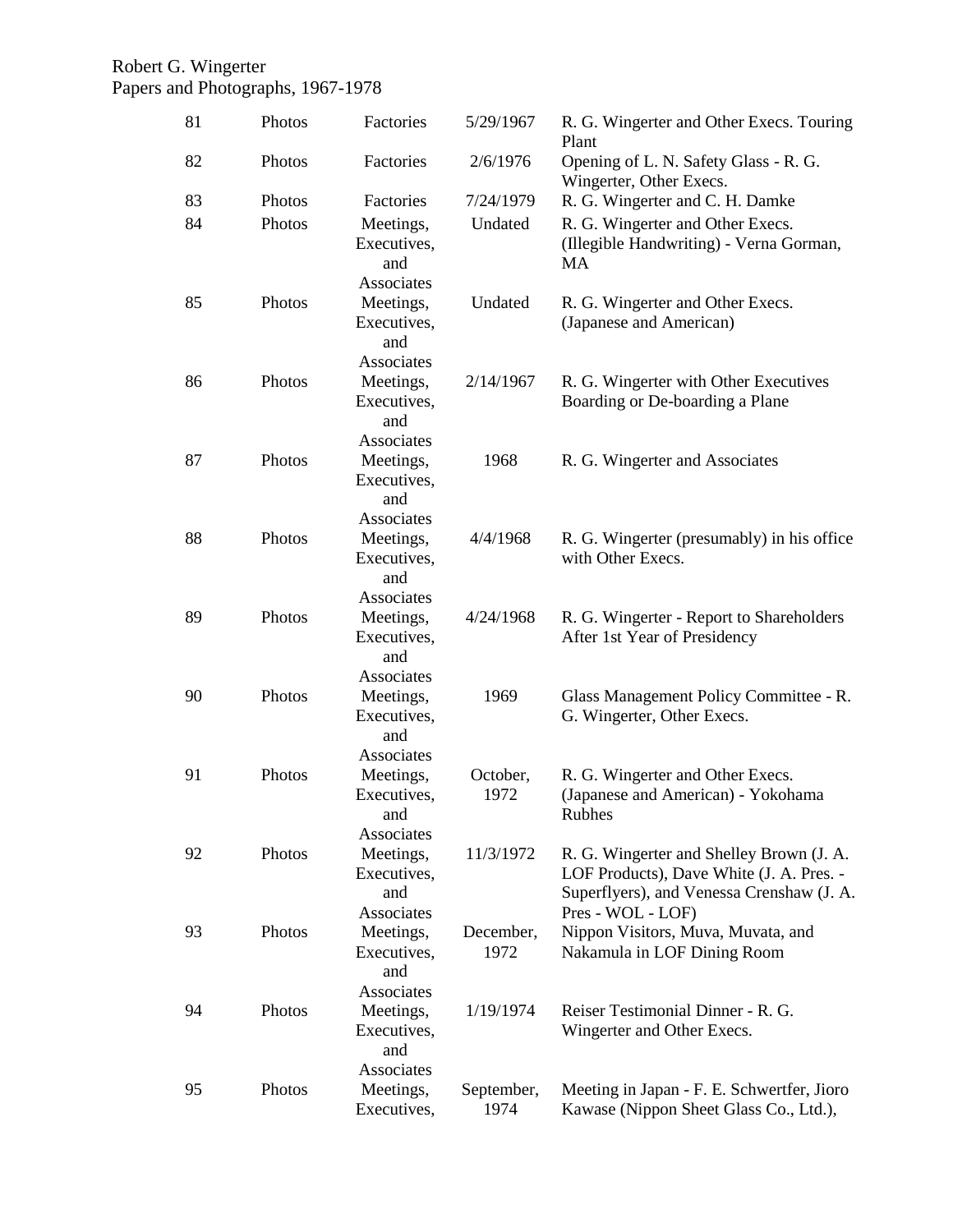Robert G. Wingerter
Papers and Photographs, 1967-1978

| | | | | |
|---|---|---|---|---|
| 81 | Photos | Factories | 5/29/1967 | R. G. Wingerter and Other Execs. Touring Plant |
| 82 | Photos | Factories | 2/6/1976 | Opening of L. N. Safety Glass - R. G. Wingerter, Other Execs. |
| 83 | Photos | Factories | 7/24/1979 | R. G. Wingerter and C. H. Damke |
| 84 | Photos | Meetings, Executives, and Associates | Undated | R. G. Wingerter and Other Execs. (Illegible Handwriting) - Verna Gorman, MA |
| 85 | Photos | Meetings, Executives, and Associates | Undated | R. G. Wingerter and Other Execs. (Japanese and American) |
| 86 | Photos | Meetings, Executives, and Associates | 2/14/1967 | R. G. Wingerter with Other Executives Boarding or De-boarding a Plane |
| 87 | Photos | Meetings, Executives, and Associates | 1968 | R. G. Wingerter and Associates |
| 88 | Photos | Meetings, Executives, and Associates | 4/4/1968 | R. G. Wingerter (presumably) in his office with Other Execs. |
| 89 | Photos | Meetings, Executives, and Associates | 4/24/1968 | R. G. Wingerter - Report to Shareholders After 1st Year of Presidency |
| 90 | Photos | Meetings, Executives, and Associates | 1969 | Glass Management Policy Committee - R. G. Wingerter, Other Execs. |
| 91 | Photos | Meetings, Executives, and Associates | October, 1972 | R. G. Wingerter and Other Execs. (Japanese and American) - Yokohama Rubhes |
| 92 | Photos | Meetings, Executives, and Associates | 11/3/1972 | R. G. Wingerter and Shelley Brown (J. A. LOF Products), Dave White (J. A. Pres. - Superflyers), and Venessa Crenshaw (J. A. Pres - WOL - LOF) |
| 93 | Photos | Meetings, Executives, and Associates | December, 1972 | Nippon Visitors, Muva, Muvata, and Nakamula in LOF Dining Room |
| 94 | Photos | Meetings, Executives, and Associates | 1/19/1974 | Reiser Testimonial Dinner - R. G. Wingerter and Other Execs. |
| 95 | Photos | Meetings, Executives, | September, 1974 | Meeting in Japan - F. E. Schwertfer, Jioro Kawase (Nippon Sheet Glass Co., Ltd.), |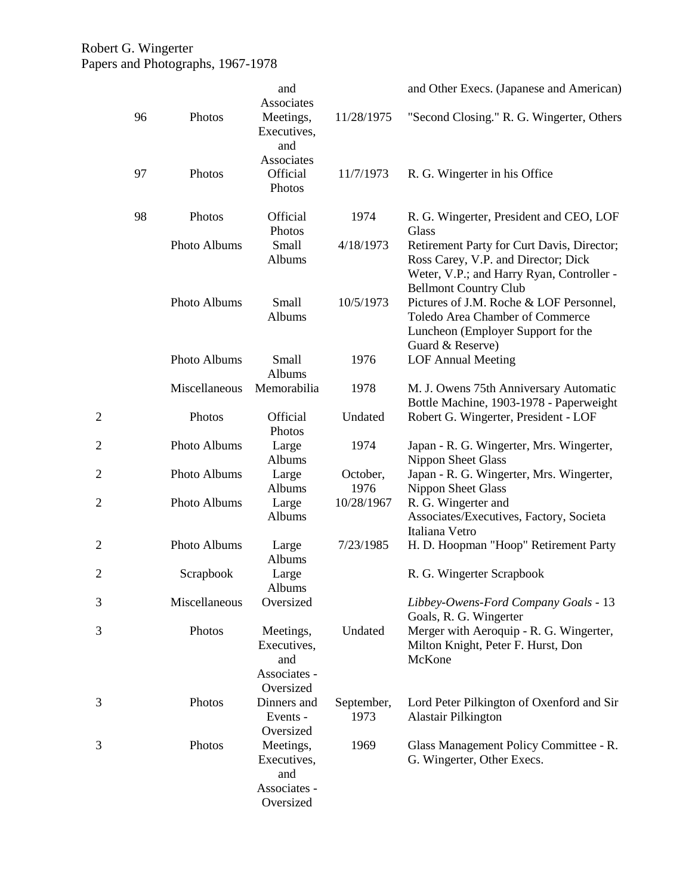| | | | | | |
|---|---|---|---|---|---|
| | | | and Associates | | and Other Execs. (Japanese and American) |
| | 96 | Photos | Meetings, Executives, and Associates | 11/28/1975 | "Second Closing." R. G. Wingerter, Others |
| | 97 | Photos | Official Photos | 11/7/1973 | R. G. Wingerter in his Office |
| | 98 | Photos | Official Photos | 1974 | R. G. Wingerter, President and CEO, LOF Glass |
| | | Photo Albums | Small Albums | 4/18/1973 | Retirement Party for Curt Davis, Director; Ross Carey, V.P. and Director; Dick Weter, V.P.; and Harry Ryan, Controller - Bellmont Country Club |
| | | Photo Albums | Small Albums | 10/5/1973 | Pictures of J.M. Roche & LOF Personnel, Toledo Area Chamber of Commerce Luncheon (Employer Support for the Guard & Reserve) |
| | | Photo Albums | Small Albums | 1976 | LOF Annual Meeting |
| | | Miscellaneous | Memorabilia | 1978 | M. J. Owens 75th Anniversary Automatic Bottle Machine, 1903-1978 - Paperweight |
| 2 | | Photos | Official Photos | Undated | Robert G. Wingerter, President - LOF |
| 2 | | Photo Albums | Large Albums | 1974 | Japan - R. G. Wingerter, Mrs. Wingerter, Nippon Sheet Glass |
| 2 | | Photo Albums | Large Albums | October, 1976 | Japan - R. G. Wingerter, Mrs. Wingerter, Nippon Sheet Glass |
| 2 | | Photo Albums | Large Albums | 10/28/1967 | R. G. Wingerter and Associates/Executives, Factory, Societa Italiana Vetro |
| 2 | | Photo Albums | Large Albums | 7/23/1985 | H. D. Hoopman "Hoop" Retirement Party |
| 2 | | Scrapbook | Large Albums | | R. G. Wingerter Scrapbook |
| 3 | | Miscellaneous | Oversized | | *Libbey-Owens-Ford Company Goals* - 13 Goals, R. G. Wingerter |
| 3 | | Photos | Meetings, Executives, and Associates - Oversized | Undated | Merger with Aeroquip - R. G. Wingerter, Milton Knight, Peter F. Hurst, Don McKone |
| 3 | | Photos | Dinners and Events - Oversized | September, 1973 | Lord Peter Pilkington of Oxenford and Sir Alastair Pilkington |
| 3 | | Photos | Meetings, Executives, and Associates - Oversized | 1969 | Glass Management Policy Committee - R. G. Wingerter, Other Execs. |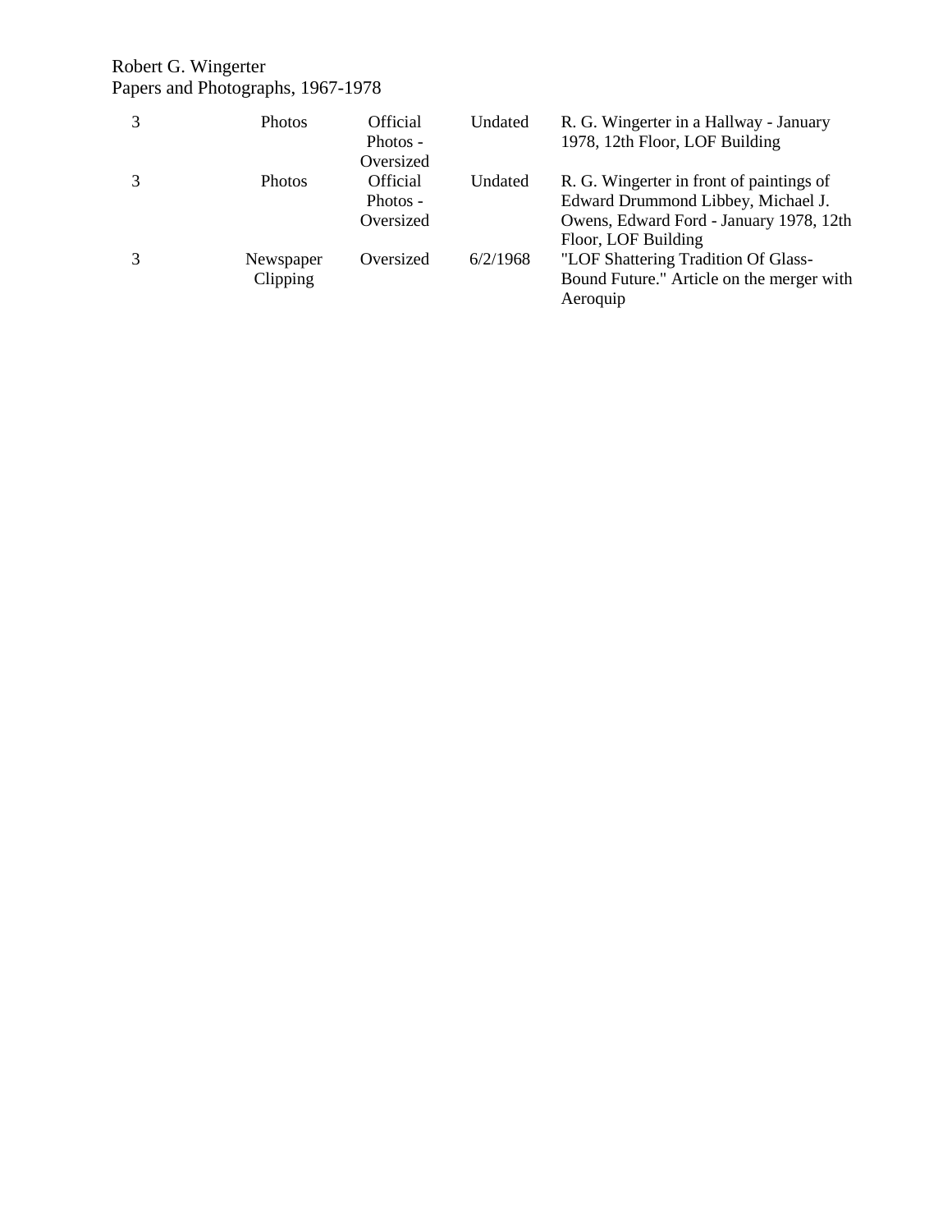Robert G. Wingerter
Papers and Photographs, 1967-1978

| | | | | |
|---|---|---|---|---|
| 3 | Photos | Official Photos - Oversized | Undated | R. G. Wingerter in a Hallway - January 1978, 12th Floor, LOF Building |
| 3 | Photos | Official Photos - Oversized | Undated | R. G. Wingerter in front of paintings of Edward Drummond Libbey, Michael J. Owens, Edward Ford - January 1978, 12th Floor, LOF Building |
| 3 | Newspaper Clipping | Oversized | 6/2/1968 | "LOF Shattering Tradition Of Glass-Bound Future." Article on the merger with Aeroquip |